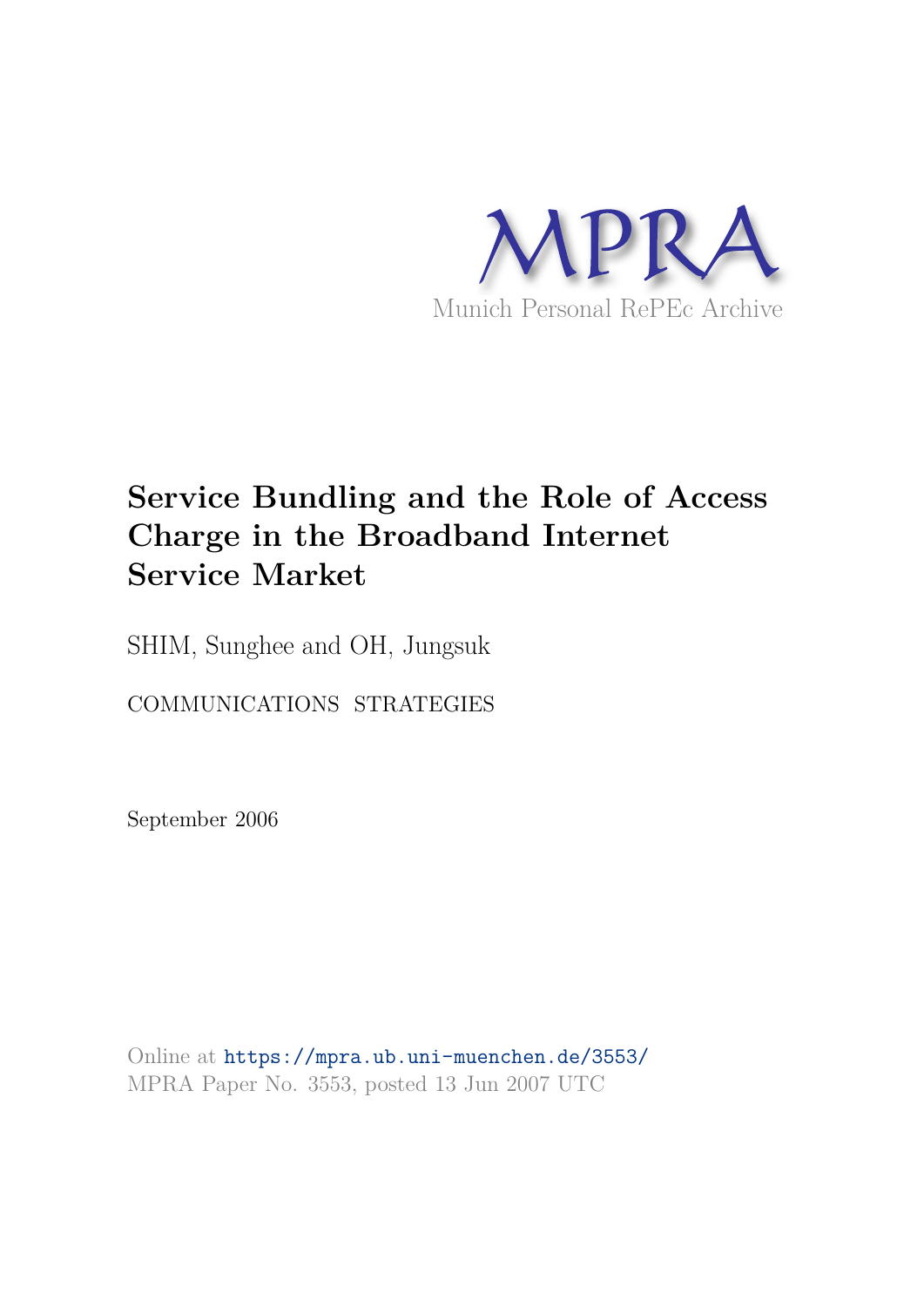MPRA

Munich Personal RePEc Archive

# Service Bundling and the Role of Access Charge in the Broadband Internet Service Market

SHIM, Sunghee and OH, Jungsuk

COMMUNICATIONS STRATEGIES

September 2006

Online at https://mpra.ub.uni-muenchen.de/3553/
MPRA Paper No. 3553, posted 13 Jun 2007 UTC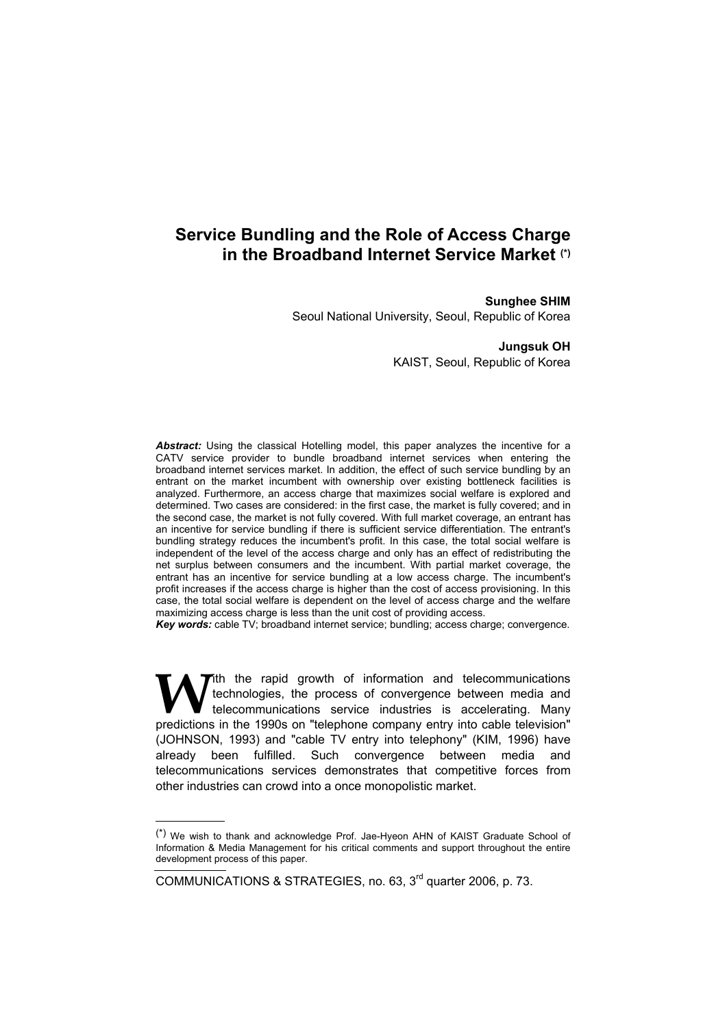# Service Bundling and the Role of Access Charge in the Broadband Internet Service Market (*)

**Sunghee SHIM**
Seoul National University, Seoul, Republic of Korea

**Jungsuk OH**
KAIST, Seoul, Republic of Korea

***Abstract:*** Using the classical Hotelling model, this paper analyzes the incentive for a CATV service provider to bundle broadband internet services when entering the broadband internet services market. In addition, the effect of such service bundling by an entrant on the market incumbent with ownership over existing bottleneck facilities is analyzed. Furthermore, an access charge that maximizes social welfare is explored and determined. Two cases are considered: in the first case, the market is fully covered; and in the second case, the market is not fully covered. With full market coverage, an entrant has an incentive for service bundling if there is sufficient service differentiation. The entrant's bundling strategy reduces the incumbent's profit. In this case, the total social welfare is independent of the level of the access charge and only has an effect of redistributing the net surplus between consumers and the incumbent. With partial market coverage, the entrant has an incentive for service bundling at a low access charge. The incumbent's profit increases if the access charge is higher than the cost of access provisioning. In this case, the total social welfare is dependent on the level of access charge and the welfare maximizing access charge is less than the unit cost of providing access.

***Key words:*** cable TV; broadband internet service; bundling; access charge; convergence.

With the rapid growth of information and telecommunications technologies, the process of convergence between media and telecommunications service industries is accelerating. Many predictions in the 1990s on "telephone company entry into cable television" (JOHNSON, 1993) and "cable TV entry into telephony" (KIM, 1996) have already been fulfilled. Such convergence between media and telecommunications services demonstrates that competitive forces from other industries can crowd into a once monopolistic market.

---

(*) We wish to thank and acknowledge Prof. Jae-Hyeon AHN of KAIST Graduate School of Information & Media Management for his critical comments and support throughout the entire development process of this paper.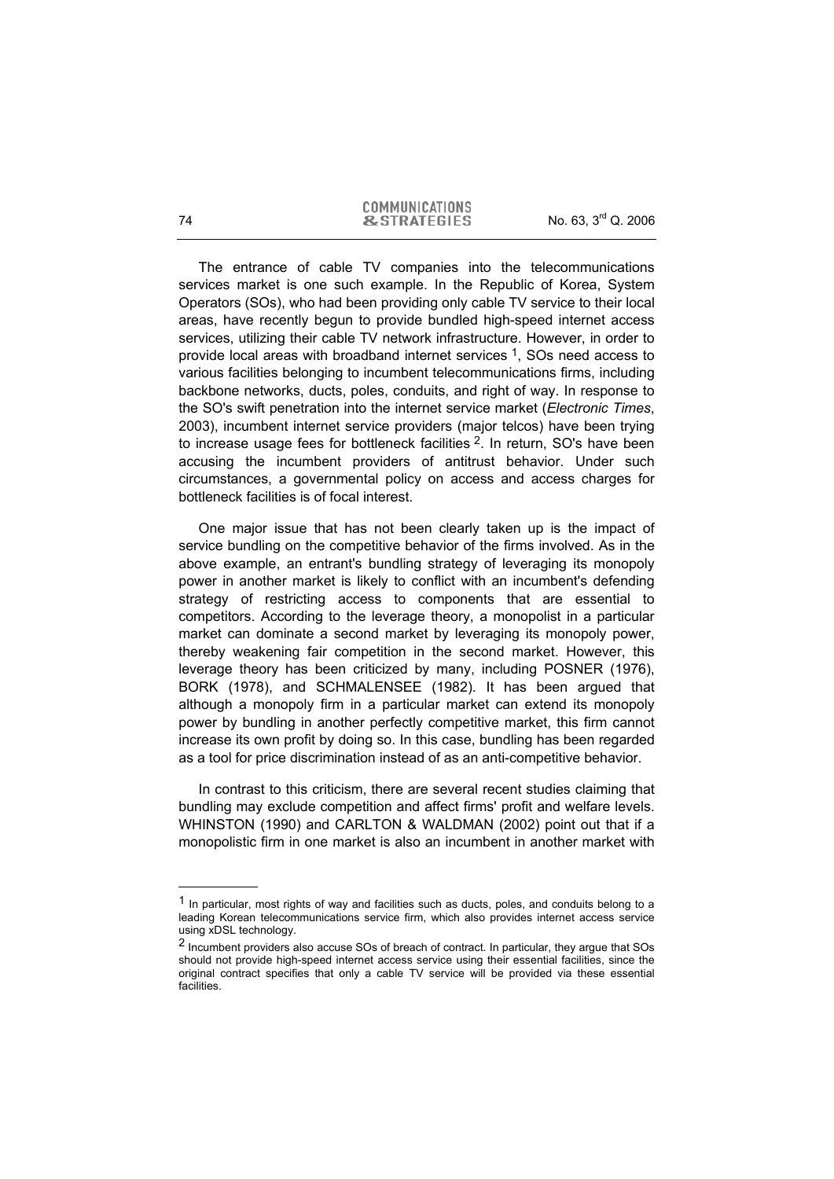The entrance of cable TV companies into the telecommunications services market is one such example. In the Republic of Korea, System Operators (SOs), who had been providing only cable TV service to their local areas, have recently begun to provide bundled high-speed internet access services, utilizing their cable TV network infrastructure. However, in order to provide local areas with broadband internet services [1], SOs need access to various facilities belonging to incumbent telecommunications firms, including backbone networks, ducts, poles, conduits, and right of way. In response to the SO's swift penetration into the internet service market (*Electronic Times*, 2003), incumbent internet service providers (major telcos) have been trying to increase usage fees for bottleneck facilities [2]. In return, SO's have been accusing the incumbent providers of antitrust behavior. Under such circumstances, a governmental policy on access and access charges for bottleneck facilities is of focal interest.

One major issue that has not been clearly taken up is the impact of service bundling on the competitive behavior of the firms involved. As in the above example, an entrant's bundling strategy of leveraging its monopoly power in another market is likely to conflict with an incumbent's defending strategy of restricting access to components that are essential to competitors. According to the leverage theory, a monopolist in a particular market can dominate a second market by leveraging its monopoly power, thereby weakening fair competition in the second market. However, this leverage theory has been criticized by many, including POSNER (1976), BORK (1978), and SCHMALENSEE (1982). It has been argued that although a monopoly firm in a particular market can extend its monopoly power by bundling in another perfectly competitive market, this firm cannot increase its own profit by doing so. In this case, bundling has been regarded as a tool for price discrimination instead of as an anti-competitive behavior.

In contrast to this criticism, there are several recent studies claiming that bundling may exclude competition and affect firms' profit and welfare levels. WHINSTON (1990) and CARLTON & WALDMAN (2002) point out that if a monopolistic firm in one market is also an incumbent in another market with

---

[1] In particular, most rights of way and facilities such as ducts, poles, and conduits belong to a leading Korean telecommunications service firm, which also provides internet access service using xDSL technology.

[2] Incumbent providers also accuse SOs of breach of contract. In particular, they argue that SOs should not provide high-speed internet access service using their essential facilities, since the original contract specifies that only a cable TV service will be provided via these essential facilities.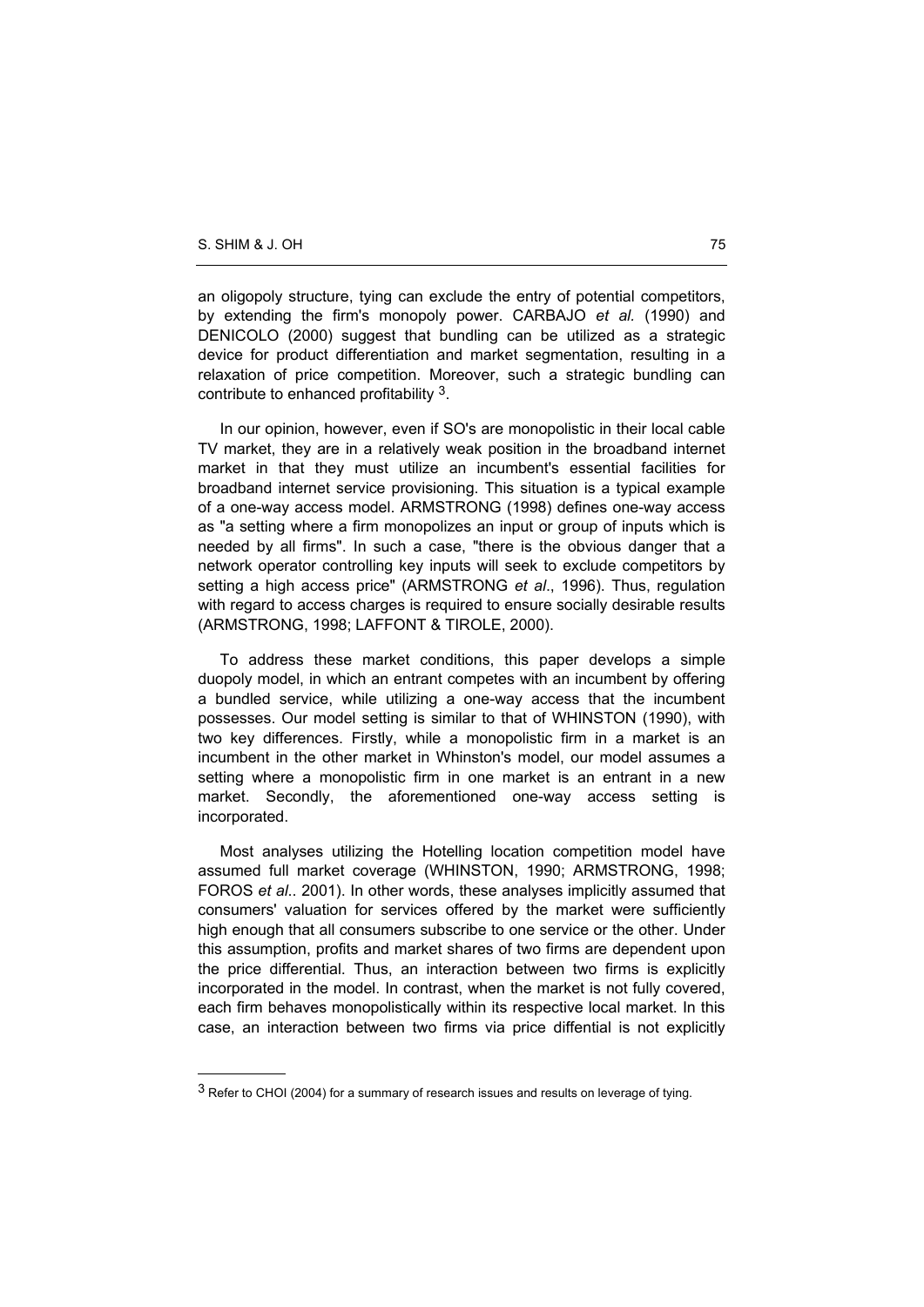an oligopoly structure, tying can exclude the entry of potential competitors, by extending the firm's monopoly power. CARBAJO *et al.* (1990) and DENICOLO (2000) suggest that bundling can be utilized as a strategic device for product differentiation and market segmentation, resulting in a relaxation of price competition. Moreover, such a strategic bundling can contribute to enhanced profitability [3].

In our opinion, however, even if SO's are monopolistic in their local cable TV market, they are in a relatively weak position in the broadband internet market in that they must utilize an incumbent's essential facilities for broadband internet service provisioning. This situation is a typical example of a one-way access model. ARMSTRONG (1998) defines one-way access as "a setting where a firm monopolizes an input or group of inputs which is needed by all firms". In such a case, "there is the obvious danger that a network operator controlling key inputs will seek to exclude competitors by setting a high access price" (ARMSTRONG *et al*., 1996). Thus, regulation with regard to access charges is required to ensure socially desirable results (ARMSTRONG, 1998; LAFFONT & TIROLE, 2000).

To address these market conditions, this paper develops a simple duopoly model, in which an entrant competes with an incumbent by offering a bundled service, while utilizing a one-way access that the incumbent possesses. Our model setting is similar to that of WHINSTON (1990), with two key differences. Firstly, while a monopolistic firm in a market is an incumbent in the other market in Whinston's model, our model assumes a setting where a monopolistic firm in one market is an entrant in a new market. Secondly, the aforementioned one-way access setting is incorporated.

Most analyses utilizing the Hotelling location competition model have assumed full market coverage (WHINSTON, 1990; ARMSTRONG, 1998; FOROS *et al*.. 2001). In other words, these analyses implicitly assumed that consumers' valuation for services offered by the market were sufficiently high enough that all consumers subscribe to one service or the other. Under this assumption, profits and market shares of two firms are dependent upon the price differential. Thus, an interaction between two firms is explicitly incorporated in the model. In contrast, when the market is not fully covered, each firm behaves monopolistically within its respective local market. In this case, an interaction between two firms via price diffential is not explicitly

---

[3] Refer to CHOI (2004) for a summary of research issues and results on leverage of tying.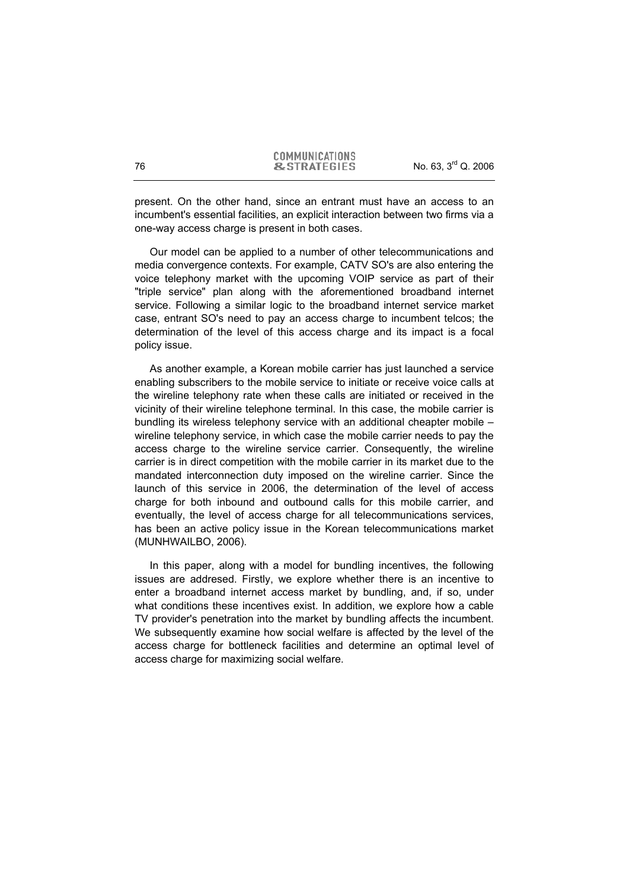present. On the other hand, since an entrant must have an access to an incumbent's essential facilities, an explicit interaction between two firms via a one-way access charge is present in both cases.

Our model can be applied to a number of other telecommunications and media convergence contexts. For example, CATV SO's are also entering the voice telephony market with the upcoming VOIP service as part of their "triple service" plan along with the aforementioned broadband internet service. Following a similar logic to the broadband internet service market case, entrant SO's need to pay an access charge to incumbent telcos; the determination of the level of this access charge and its impact is a focal policy issue.

As another example, a Korean mobile carrier has just launched a service enabling subscribers to the mobile service to initiate or receive voice calls at the wireline telephony rate when these calls are initiated or received in the vicinity of their wireline telephone terminal. In this case, the mobile carrier is bundling its wireless telephony service with an additional cheapter mobile – wireline telephony service, in which case the mobile carrier needs to pay the access charge to the wireline service carrier. Consequently, the wireline carrier is in direct competition with the mobile carrier in its market due to the mandated interconnection duty imposed on the wireline carrier. Since the launch of this service in 2006, the determination of the level of access charge for both inbound and outbound calls for this mobile carrier, and eventually, the level of access charge for all telecommunications services, has been an active policy issue in the Korean telecommunications market (MUNHWAILBO, 2006).

In this paper, along with a model for bundling incentives, the following issues are addresed. Firstly, we explore whether there is an incentive to enter a broadband internet access market by bundling, and, if so, under what conditions these incentives exist. In addition, we explore how a cable TV provider's penetration into the market by bundling affects the incumbent. We subsequently examine how social welfare is affected by the level of the access charge for bottleneck facilities and determine an optimal level of access charge for maximizing social welfare.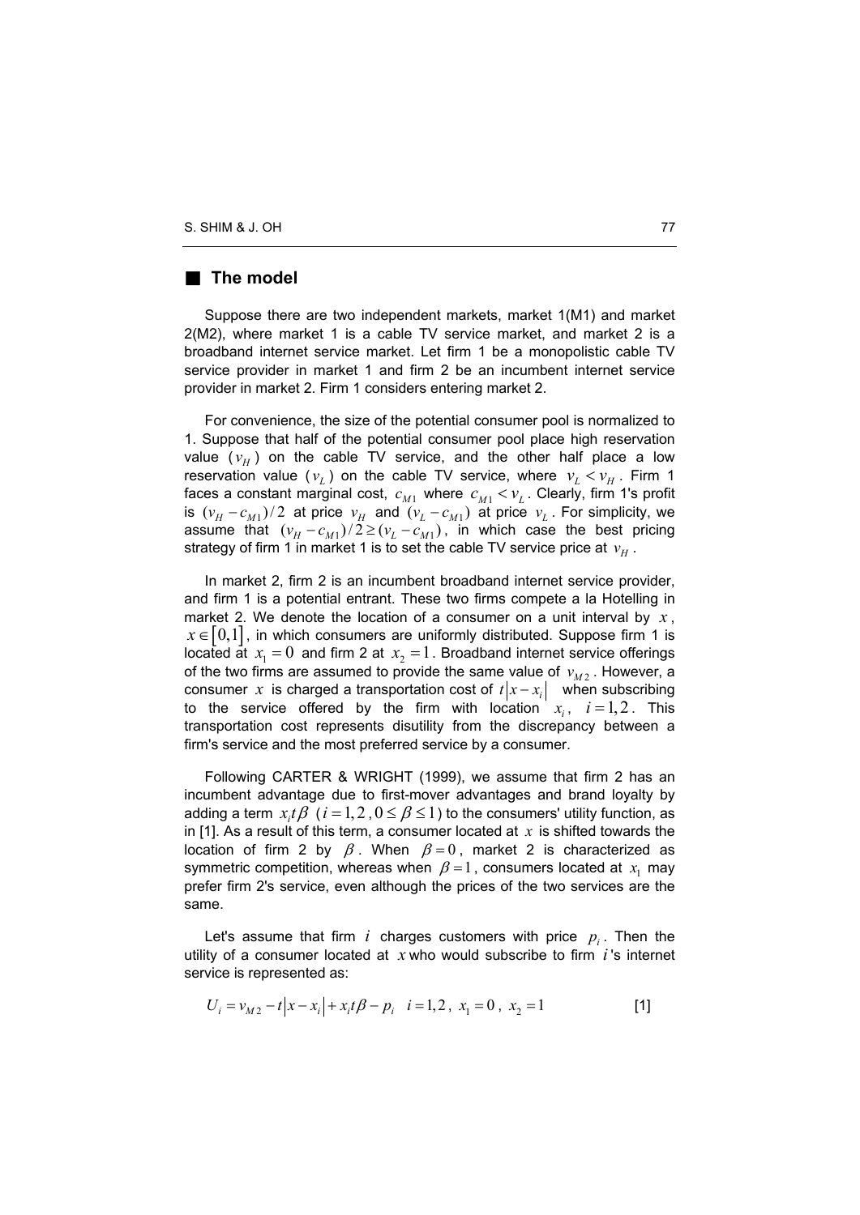## The model

Suppose there are two independent markets, market 1(M1) and market 2(M2), where market 1 is a cable TV service market, and market 2 is a broadband internet service market. Let firm 1 be a monopolistic cable TV service provider in market 1 and firm 2 be an incumbent internet service provider in market 2. Firm 1 considers entering market 2.

For convenience, the size of the potential consumer pool is normalized to 1. Suppose that half of the potential consumer pool place high reservation value ($v_H$) on the cable TV service, and the other half place a low reservation value ($v_L$) on the cable TV service, where $v_L < v_H$. Firm 1 faces a constant marginal cost, $c_{M1}$ where $c_{M1} < v_L$. Clearly, firm 1's profit is $(v_H - c_{M1})/2$ at price $v_H$ and $(v_L - c_{M1})$ at price $v_L$. For simplicity, we assume that $(v_H - c_{M1})/2 \geq (v_L - c_{M1})$, in which case the best pricing strategy of firm 1 in market 1 is to set the cable TV service price at $v_H$.

In market 2, firm 2 is an incumbent broadband internet service provider, and firm 1 is a potential entrant. These two firms compete a la Hotelling in market 2. We denote the location of a consumer on a unit interval by $x$, $x \in [0,1]$, in which consumers are uniformly distributed. Suppose firm 1 is located at $x_1 = 0$ and firm 2 at $x_2 = 1$. Broadband internet service offerings of the two firms are assumed to provide the same value of $v_{M2}$. However, a consumer $x$ is charged a transportation cost of $t|x - x_i|$ when subscribing to the service offered by the firm with location $x_i$, $i = 1,2$. This transportation cost represents disutility from the discrepancy between a firm's service and the most preferred service by a consumer.

Following CARTER & WRIGHT (1999), we assume that firm 2 has an incumbent advantage due to first-mover advantages and brand loyalty by adding a term $x_i t\beta$ ($i = 1,2$, $0 \leq \beta \leq 1$) to the consumers' utility function, as in [1]. As a result of this term, a consumer located at $x$ is shifted towards the location of firm 2 by $\beta$. When $\beta = 0$, market 2 is characterized as symmetric competition, whereas when $\beta = 1$, consumers located at $x_1$ may prefer firm 2's service, even although the prices of the two services are the same.

Let's assume that firm $i$ charges customers with price $p_i$. Then the utility of a consumer located at $x$ who would subscribe to firm $i$'s internet service is represented as:

$$U_i = v_{M2} - t|x - x_i| + x_i t\beta - p_i \quad i = 1,2,\ x_1 = 0,\ x_2 = 1 \qquad [1]$$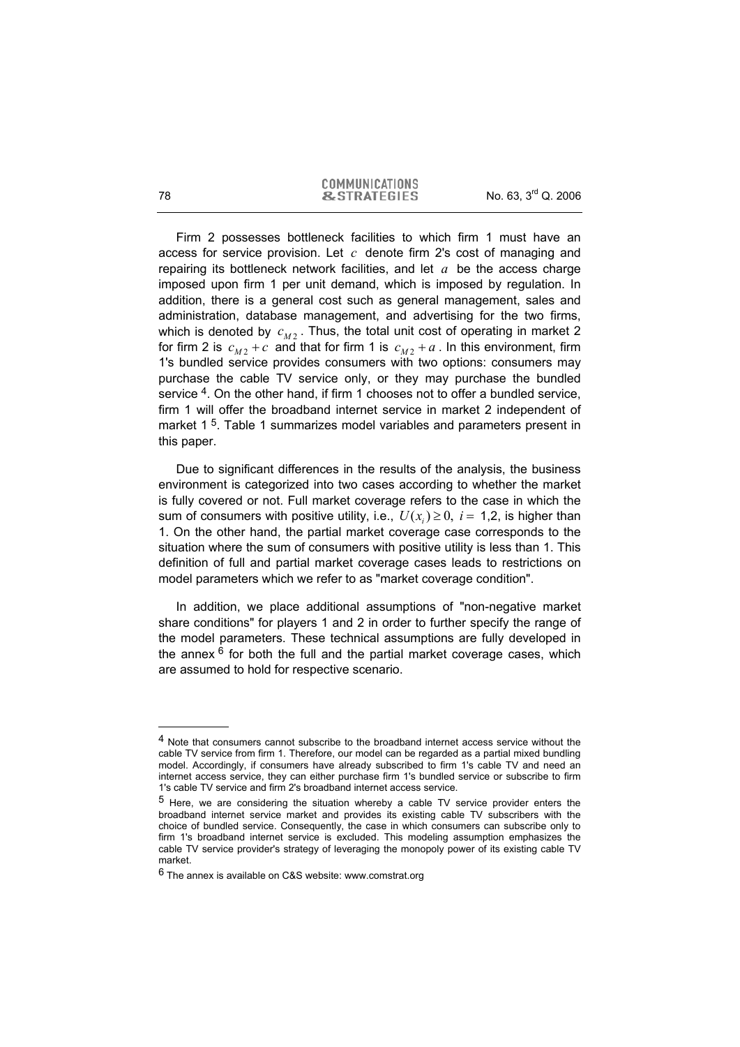Firm 2 possesses bottleneck facilities to which firm 1 must have an access for service provision. Let $c$ denote firm 2's cost of managing and repairing its bottleneck network facilities, and let $a$ be the access charge imposed upon firm 1 per unit demand, which is imposed by regulation. In addition, there is a general cost such as general management, sales and administration, database management, and advertising for the two firms, which is denoted by $c_{M2}$. Thus, the total unit cost of operating in market 2 for firm 2 is $c_{M2} + c$ and that for firm 1 is $c_{M2} + a$. In this environment, firm 1's bundled service provides consumers with two options: consumers may purchase the cable TV service only, or they may purchase the bundled service [4]. On the other hand, if firm 1 chooses not to offer a bundled service, firm 1 will offer the broadband internet service in market 2 independent of market 1 [5]. Table 1 summarizes model variables and parameters present in this paper.

Due to significant differences in the results of the analysis, the business environment is categorized into two cases according to whether the market is fully covered or not. Full market coverage refers to the case in which the sum of consumers with positive utility, i.e., $U(x_i) \geq 0,\ i = 1{,}2$, is higher than 1. On the other hand, the partial market coverage case corresponds to the situation where the sum of consumers with positive utility is less than 1. This definition of full and partial market coverage cases leads to restrictions on model parameters which we refer to as "market coverage condition".

In addition, we place additional assumptions of "non-negative market share conditions" for players 1 and 2 in order to further specify the range of the model parameters. These technical assumptions are fully developed in the annex [6] for both the full and the partial market coverage cases, which are assumed to hold for respective scenario.

---

[4] Note that consumers cannot subscribe to the broadband internet access service without the cable TV service from firm 1. Therefore, our model can be regarded as a partial mixed bundling model. Accordingly, if consumers have already subscribed to firm 1's cable TV and need an internet access service, they can either purchase firm 1's bundled service or subscribe to firm 1's cable TV service and firm 2's broadband internet access service.

[5] Here, we are considering the situation whereby a cable TV service provider enters the broadband internet service market and provides its existing cable TV subscribers with the choice of bundled service. Consequently, the case in which consumers can subscribe only to firm 1's broadband internet service is excluded. This modeling assumption emphasizes the cable TV service provider's strategy of leveraging the monopoly power of its existing cable TV market.

[6] The annex is available on C&S website: www.comstrat.org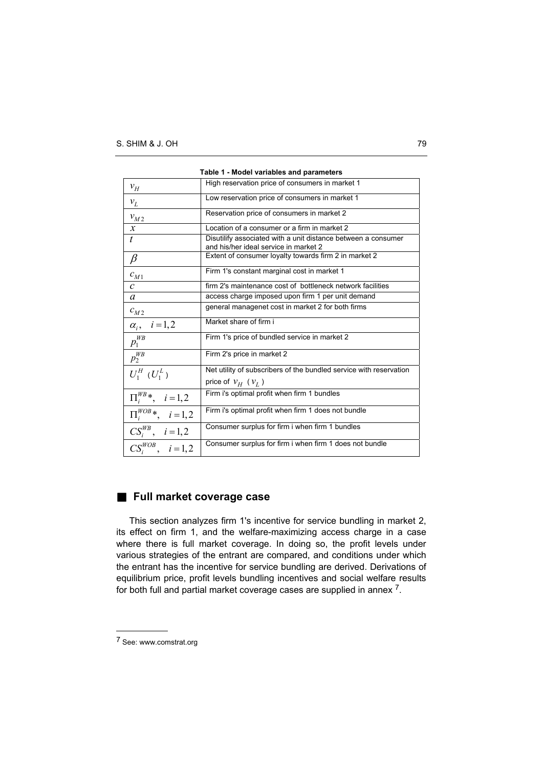**Table 1 - Model variables and parameters**

| | |
|---|---|
| $v_H$ | High reservation price of consumers in market 1 |
| $v_L$ | Low reservation price of consumers in market 1 |
| $v_{M2}$ | Reservation price of consumers in market 2 |
| $x$ | Location of a consumer or a firm in market 2 |
| $t$ | Disutilify associated with a unit distance between a consumer and his/her ideal service in market 2 |
| $\beta$ | Extent of consumer loyalty towards firm 2 in market 2 |
| $c_{M1}$ | Firm 1's constant marginal cost in market 1 |
| $c$ | firm 2's maintenance cost of bottleneck network facilities |
| $a$ | access charge imposed upon firm 1 per unit demand |
| $c_{M2}$ | general managenet cost in market 2 for both firms |
| $\alpha_i, \quad i=1,2$ | Market share of firm i |
| $p_1^{WB}$ | Firm 1's price of bundled service in market 2 |
| $p_2^{WB}$ | Firm 2's price in market 2 |
| $U_1^H$ ($U_1^L$) | Net utility of subscribers of the bundled service with reservation price of $v_H$ ($v_L$) |
| $\Pi_i^{WB}*, \quad i=1,2$ | Firm i's optimal profit when firm 1 bundles |
| $\Pi_i^{WOB}*, \quad i=1,2$ | Firm i's optimal profit when firm 1 does not bundle |
| $CS_i^{WB}, \quad i=1,2$ | Consumer surplus for firm i when firm 1 bundles |
| $CS_i^{WOB}, \quad i=1,2$ | Consumer surplus for firm i when firm 1 does not bundle |

## Full market coverage case

This section analyzes firm 1's incentive for service bundling in market 2, its effect on firm 1, and the welfare-maximizing access charge in a case where there is full market coverage. In doing so, the profit levels under various strategies of the entrant are compared, and conditions under which the entrant has the incentive for service bundling are derived. Derivations of equilibrium price, profit levels bundling incentives and social welfare results for both full and partial market coverage cases are supplied in annex [7].

---

[7] See: www.comstrat.org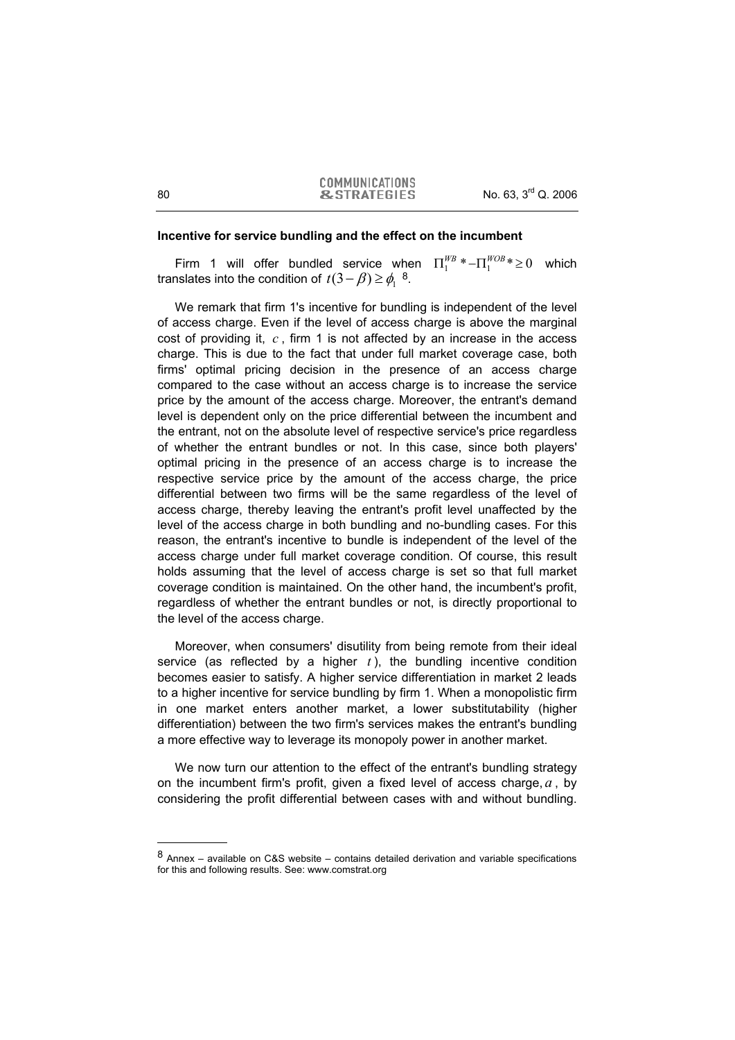#### Incentive for service bundling and the effect on the incumbent

Firm 1 will offer bundled service when $\Pi_1^{WB} * - \Pi_1^{WOB} * \geq 0$ which translates into the condition of $t(3-\beta) \geq \phi_1$ [8].

We remark that firm 1's incentive for bundling is independent of the level of access charge. Even if the level of access charge is above the marginal cost of providing it, $c$, firm 1 is not affected by an increase in the access charge. This is due to the fact that under full market coverage case, both firms' optimal pricing decision in the presence of an access charge compared to the case without an access charge is to increase the service price by the amount of the access charge. Moreover, the entrant's demand level is dependent only on the price differential between the incumbent and the entrant, not on the absolute level of respective service's price regardless of whether the entrant bundles or not. In this case, since both players' optimal pricing in the presence of an access charge is to increase the respective service price by the amount of the access charge, the price differential between two firms will be the same regardless of the level of access charge, thereby leaving the entrant's profit level unaffected by the level of the access charge in both bundling and no-bundling cases. For this reason, the entrant's incentive to bundle is independent of the level of the access charge under full market coverage condition. Of course, this result holds assuming that the level of access charge is set so that full market coverage condition is maintained. On the other hand, the incumbent's profit, regardless of whether the entrant bundles or not, is directly proportional to the level of the access charge.

Moreover, when consumers' disutility from being remote from their ideal service (as reflected by a higher $t$), the bundling incentive condition becomes easier to satisfy. A higher service differentiation in market 2 leads to a higher incentive for service bundling by firm 1. When a monopolistic firm in one market enters another market, a lower substitutability (higher differentiation) between the two firm's services makes the entrant's bundling a more effective way to leverage its monopoly power in another market.

We now turn our attention to the effect of the entrant's bundling strategy on the incumbent firm's profit, given a fixed level of access charge, $a$, by considering the profit differential between cases with and without bundling.

---

[8] Annex – available on C&S website – contains detailed derivation and variable specifications for this and following results. See: www.comstrat.org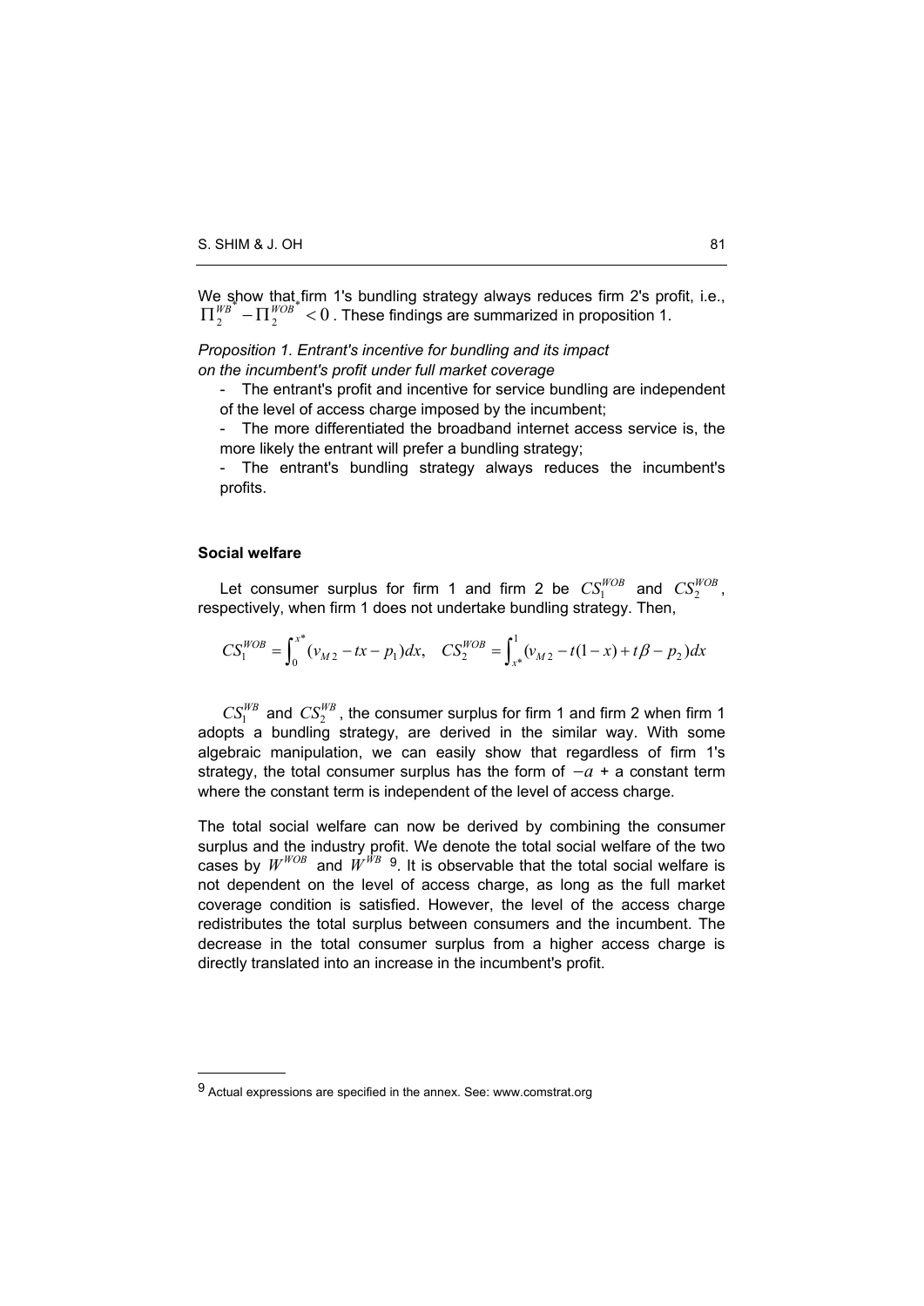We show that firm 1's bundling strategy always reduces firm 2's profit, i.e., $\Pi_2^{WB^*} - \Pi_2^{WOB^*} < 0$. These findings are summarized in proposition 1.

*Proposition 1. Entrant's incentive for bundling and its impact on the incumbent's profit under full market coverage*

- The entrant's profit and incentive for service bundling are independent of the level of access charge imposed by the incumbent;
- The more differentiated the broadband internet access service is, the more likely the entrant will prefer a bundling strategy;
- The entrant's bundling strategy always reduces the incumbent's profits.

**Social welfare**

Let consumer surplus for firm 1 and firm 2 be $CS_1^{WOB}$ and $CS_2^{WOB}$, respectively, when firm 1 does not undertake bundling strategy. Then,

$$CS_1^{WOB} = \int_0^{x^*} (v_{M2} - tx - p_1)dx, \quad CS_2^{WOB} = \int_{x^*}^1 (v_{M2} - t(1-x) + t\beta - p_2)dx$$

$CS_1^{WB}$ and $CS_2^{WB}$, the consumer surplus for firm 1 and firm 2 when firm 1 adopts a bundling strategy, are derived in the similar way. With some algebraic manipulation, we can easily show that regardless of firm 1's strategy, the total consumer surplus has the form of $-a$ + a constant term where the constant term is independent of the level of access charge.

The total social welfare can now be derived by combining the consumer surplus and the industry profit. We denote the total social welfare of the two cases by $W^{WOB}$ and $W^{WB}$ [9]. It is observable that the total social welfare is not dependent on the level of access charge, as long as the full market coverage condition is satisfied. However, the level of the access charge redistributes the total surplus between consumers and the incumbent. The decrease in the total consumer surplus from a higher access charge is directly translated into an increase in the incumbent's profit.

[9] Actual expressions are specified in the annex. See: www.comstrat.org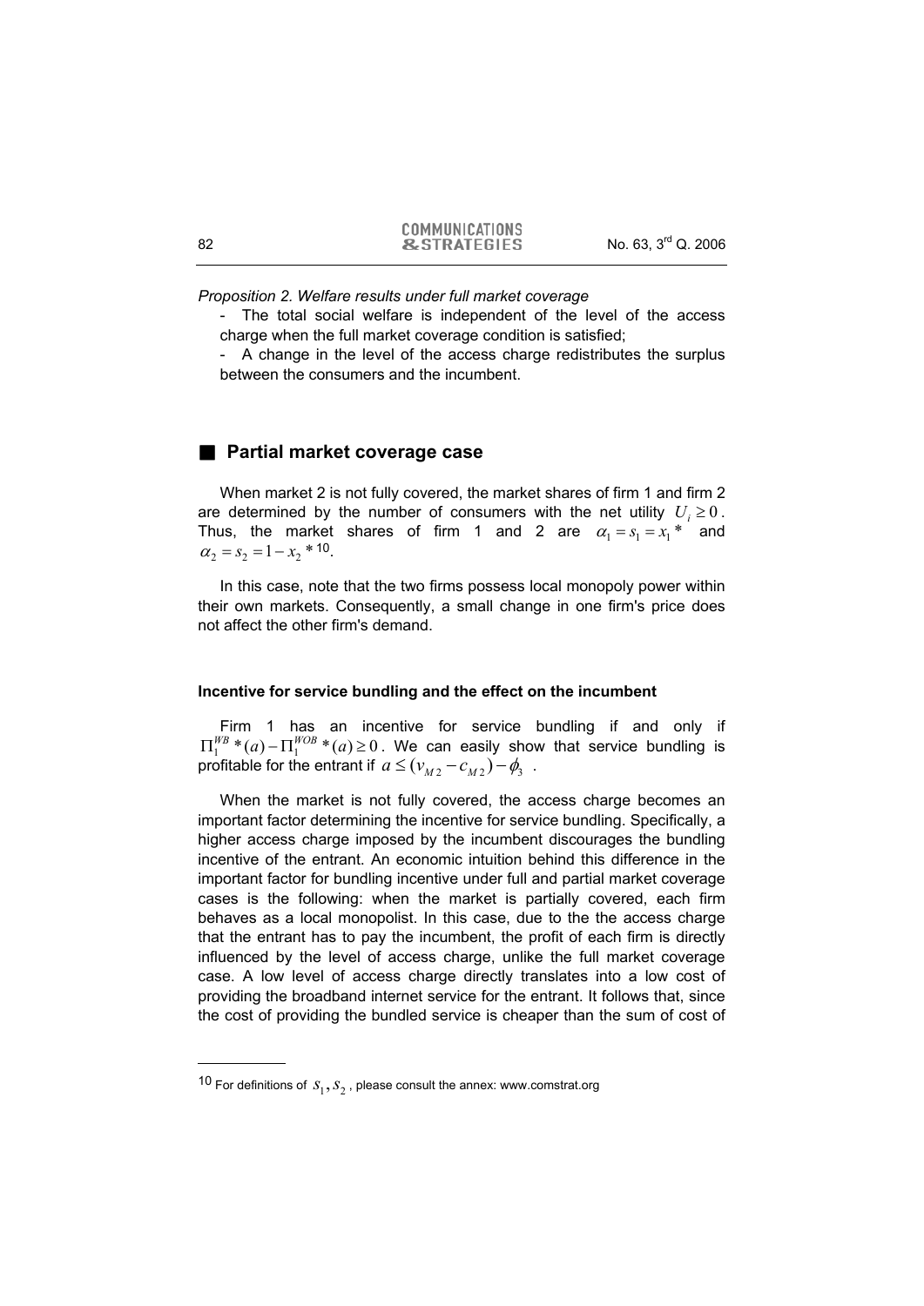*Proposition 2. Welfare results under full market coverage*

- The total social welfare is independent of the level of the access charge when the full market coverage condition is satisfied;
- A change in the level of the access charge redistributes the surplus between the consumers and the incumbent.

## Partial market coverage case

When market 2 is not fully covered, the market shares of firm 1 and firm 2 are determined by the number of consumers with the net utility $U_i \geq 0$. Thus, the market shares of firm 1 and 2 are $\alpha_1 = s_1 = x_1{}^*$ and $\alpha_2 = s_2 = 1 - x_2{}^*$ [10].

In this case, note that the two firms possess local monopoly power within their own markets. Consequently, a small change in one firm's price does not affect the other firm's demand.

### Incentive for service bundling and the effect on the incumbent

Firm 1 has an incentive for service bundling if and only if $\Pi_1^{WB}{}^*(a) - \Pi_1^{WOB}{}^*(a) \geq 0$. We can easily show that service bundling is profitable for the entrant if $a \leq (v_{M2} - c_{M2}) - \phi_3$.

When the market is not fully covered, the access charge becomes an important factor determining the incentive for service bundling. Specifically, a higher access charge imposed by the incumbent discourages the bundling incentive of the entrant. An economic intuition behind this difference in the important factor for bundling incentive under full and partial market coverage cases is the following: when the market is partially covered, each firm behaves as a local monopolist. In this case, due to the the access charge that the entrant has to pay the incumbent, the profit of each firm is directly influenced by the level of access charge, unlike the full market coverage case. A low level of access charge directly translates into a low cost of providing the broadband internet service for the entrant. It follows that, since the cost of providing the bundled service is cheaper than the sum of cost of

---

[10] For definitions of $s_1, s_2$, please consult the annex: www.comstrat.org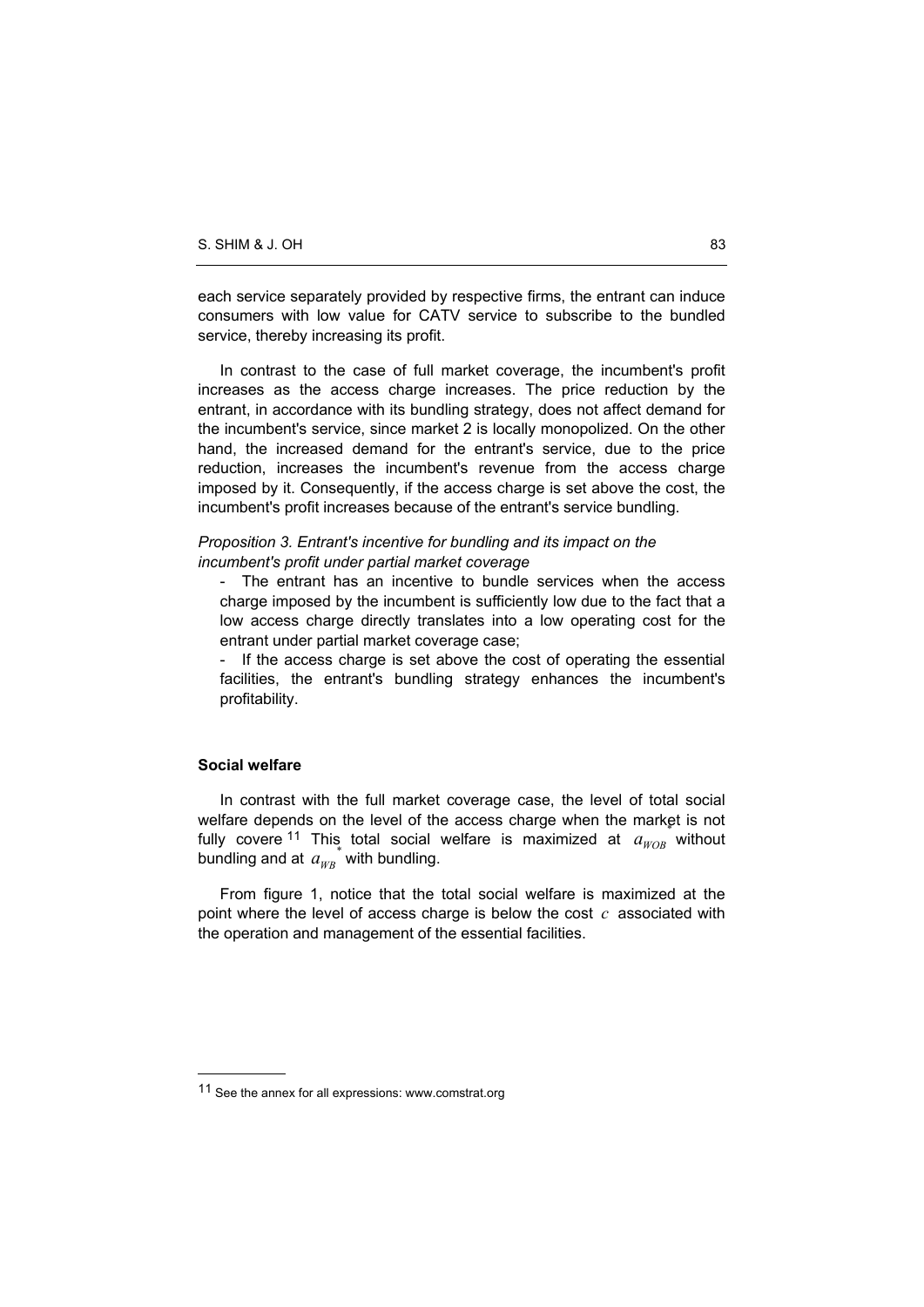each service separately provided by respective firms, the entrant can induce consumers with low value for CATV service to subscribe to the bundled service, thereby increasing its profit.

In contrast to the case of full market coverage, the incumbent's profit increases as the access charge increases. The price reduction by the entrant, in accordance with its bundling strategy, does not affect demand for the incumbent's service, since market 2 is locally monopolized. On the other hand, the increased demand for the entrant's service, due to the price reduction, increases the incumbent's revenue from the access charge imposed by it. Consequently, if the access charge is set above the cost, the incumbent's profit increases because of the entrant's service bundling.

*Proposition 3. Entrant's incentive for bundling and its impact on the incumbent's profit under partial market coverage*

- The entrant has an incentive to bundle services when the access charge imposed by the incumbent is sufficiently low due to the fact that a low access charge directly translates into a low operating cost for the entrant under partial market coverage;
- If the access charge is set above the cost of operating the essential facilities, the entrant's bundling strategy enhances the incumbent's profitability.

**Social welfare**

In contrast with the full market coverage case, the level of total social welfare depends on the level of the access charge when the market is not fully covere[11] This total social welfare is maximized at $a_{WOB}$ without bundling and at $a_{WB}^{*}$ with bundling.

From figure 1, notice that the total social welfare is maximized at the point where the level of access charge is below the cost $c$ associated with the operation and management of the essential facilities.

---

[11] See the annex for all expressions: www.comstrat.org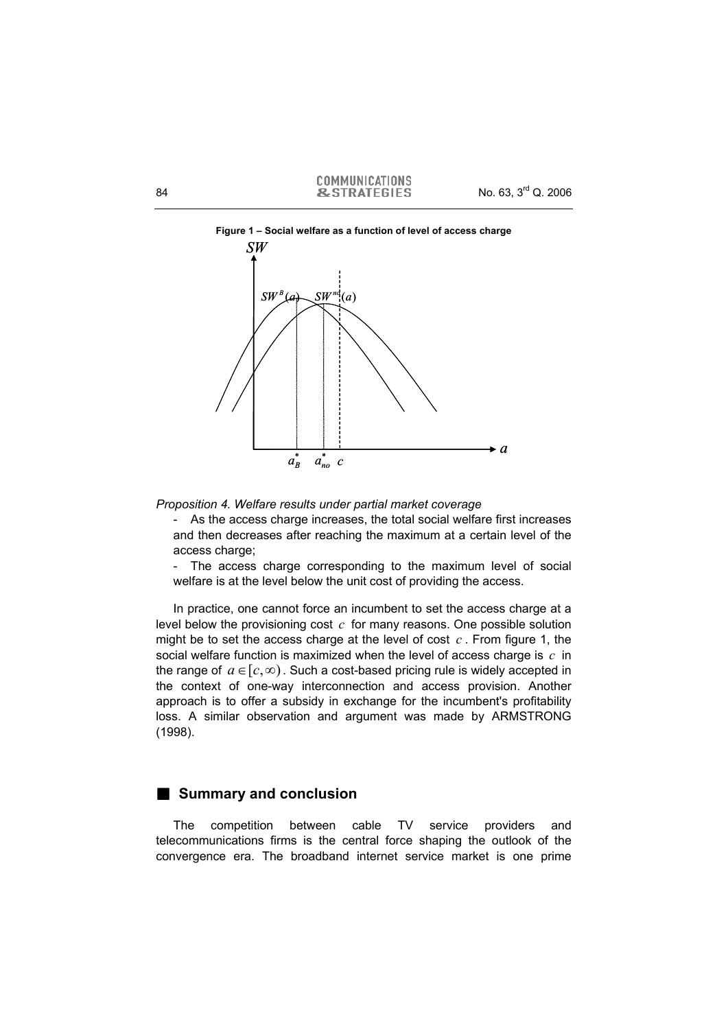**Figure 1 – Social welfare as a function of level of access charge**

*Proposition 4. Welfare results under partial market coverage*

- As the access charge increases, the total social welfare first increases and then decreases after reaching the maximum at a certain level of the access charge;
- The access charge corresponding to the maximum level of social welfare is at the level below the unit cost of providing the access.

In practice, one cannot force an incumbent to set the access charge at a level below the provisioning cost $c$ for many reasons. One possible solution might be to set the access charge at the level of cost $c$. From figure 1, the social welfare function is maximized when the level of access charge is $c$ in the range of $a \in [c, \infty)$. Such a cost-based pricing rule is widely accepted in the context of one-way interconnection and access provision. Another approach is to offer a subsidy in exchange for the incumbent's profitability loss. A similar observation and argument was made by ARMSTRONG (1998).

## Summary and conclusion

The competition between cable TV service providers and telecommunications firms is the central force shaping the outlook of the convergence era. The broadband internet service market is one prime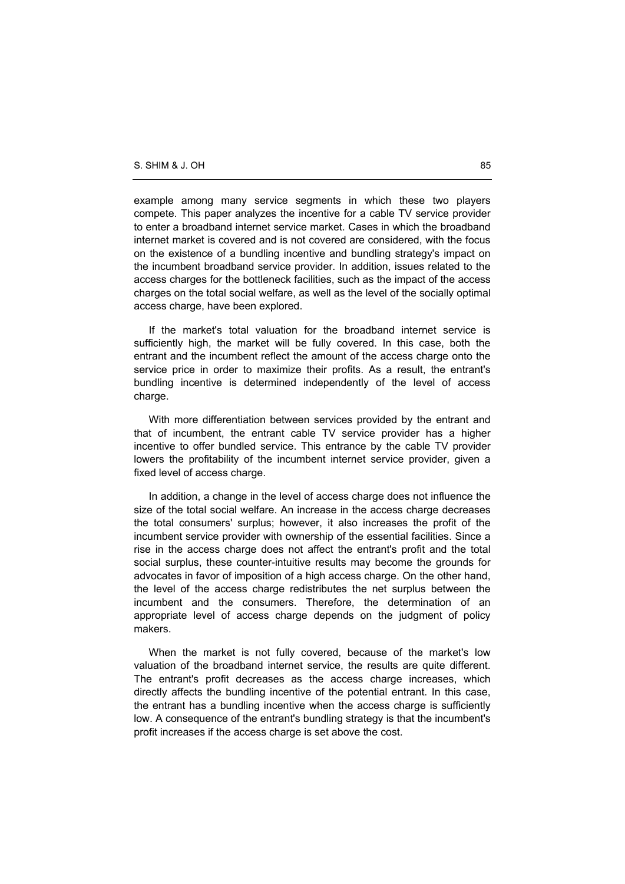example among many service segments in which these two players compete. This paper analyzes the incentive for a cable TV service provider to enter a broadband internet service market. Cases in which the broadband internet market is covered and is not covered are considered, with the focus on the existence of a bundling incentive and bundling strategy's impact on the incumbent broadband service provider. In addition, issues related to the access charges for the bottleneck facilities, such as the impact of the access charges on the total social welfare, as well as the level of the socially optimal access charge, have been explored.

If the market's total valuation for the broadband internet service is sufficiently high, the market will be fully covered. In this case, both the entrant and the incumbent reflect the amount of the access charge onto the service price in order to maximize their profits. As a result, the entrant's bundling incentive is determined independently of the level of access charge.

With more differentiation between services provided by the entrant and that of incumbent, the entrant cable TV service provider has a higher incentive to offer bundled service. This entrance by the cable TV provider lowers the profitability of the incumbent internet service provider, given a fixed level of access charge.

In addition, a change in the level of access charge does not influence the size of the total social welfare. An increase in the access charge decreases the total consumers' surplus; however, it also increases the profit of the incumbent service provider with ownership of the essential facilities. Since a rise in the access charge does not affect the entrant's profit and the total social surplus, these counter-intuitive results may become the grounds for advocates in favor of imposition of a high access charge. On the other hand, the level of the access charge redistributes the net surplus between the incumbent and the consumers. Therefore, the determination of an appropriate level of access charge depends on the judgment of policy makers.

When the market is not fully covered, because of the market's low valuation of the broadband internet service, the results are quite different. The entrant's profit decreases as the access charge increases, which directly affects the bundling incentive of the potential entrant. In this case, the entrant has a bundling incentive when the access charge is sufficiently low. A consequence of the entrant's bundling strategy is that the incumbent's profit increases if the access charge is set above the cost.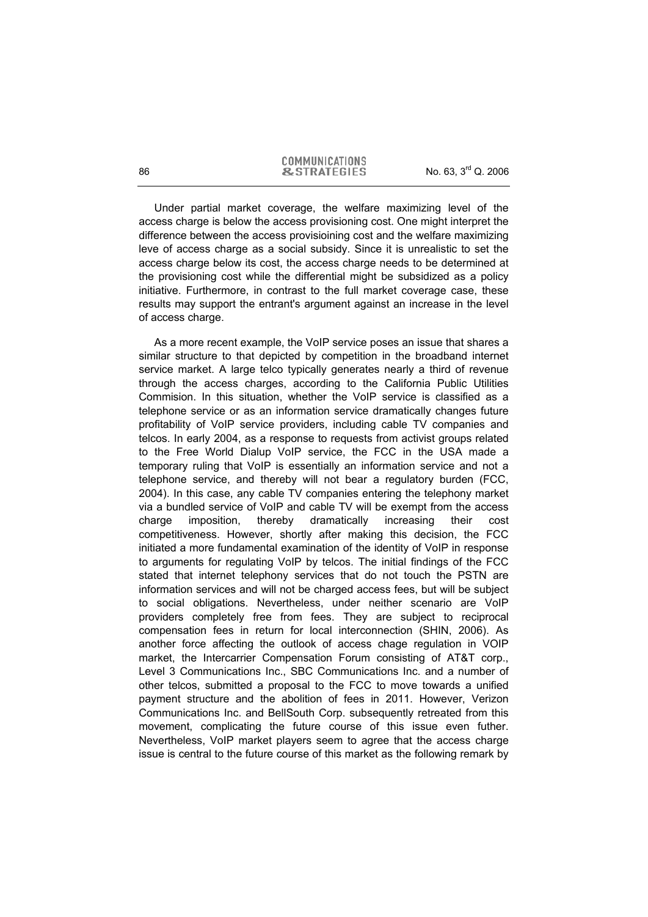Under partial market coverage, the welfare maximizing level of the access charge is below the access provisioning cost. One might interpret the difference between the access provisioining cost and the welfare maximizing leve of access charge as a social subsidy. Since it is unrealistic to set the access charge below its cost, the access charge needs to be determined at the provisioning cost while the differential might be subsidized as a policy initiative. Furthermore, in contrast to the full market coverage case, these results may support the entrant's argument against an increase in the level of access charge.

As a more recent example, the VoIP service poses an issue that shares a similar structure to that depicted by competition in the broadband internet service market. A large telco typically generates nearly a third of revenue through the access charges, according to the California Public Utilities Commision. In this situation, whether the VoIP service is classified as a telephone service or as an information service dramatically changes future profitability of VoIP service providers, including cable TV companies and telcos. In early 2004, as a response to requests from activist groups related to the Free World Dialup VoIP service, the FCC in the USA made a temporary ruling that VoIP is essentially an information service and not a telephone service, and thereby will not bear a regulatory burden (FCC, 2004). In this case, any cable TV companies entering the telephony market via a bundled service of VoIP and cable TV will be exempt from the access charge imposition, thereby dramatically increasing their cost competitiveness. However, shortly after making this decision, the FCC initiated a more fundamental examination of the identity of VoIP in response to arguments for regulating VoIP by telcos. The initial findings of the FCC stated that internet telephony services that do not touch the PSTN are information services and will not be charged access fees, but will be subject to social obligations. Nevertheless, under neither scenario are VoIP providers completely free from fees. They are subject to reciprocal compensation fees in return for local interconnection (SHIN, 2006). As another force affecting the outlook of access chage regulation in VOIP market, the Intercarrier Compensation Forum consisting of AT&T corp., Level 3 Communications Inc., SBC Communications Inc. and a number of other telcos, submitted a proposal to the FCC to move towards a unified payment structure and the abolition of fees in 2011. However, Verizon Communications Inc. and BellSouth Corp. subsequently retreated from this movement, complicating the future course of this issue even futher. Nevertheless, VoIP market players seem to agree that the access charge issue is central to the future course of this market as the following remark by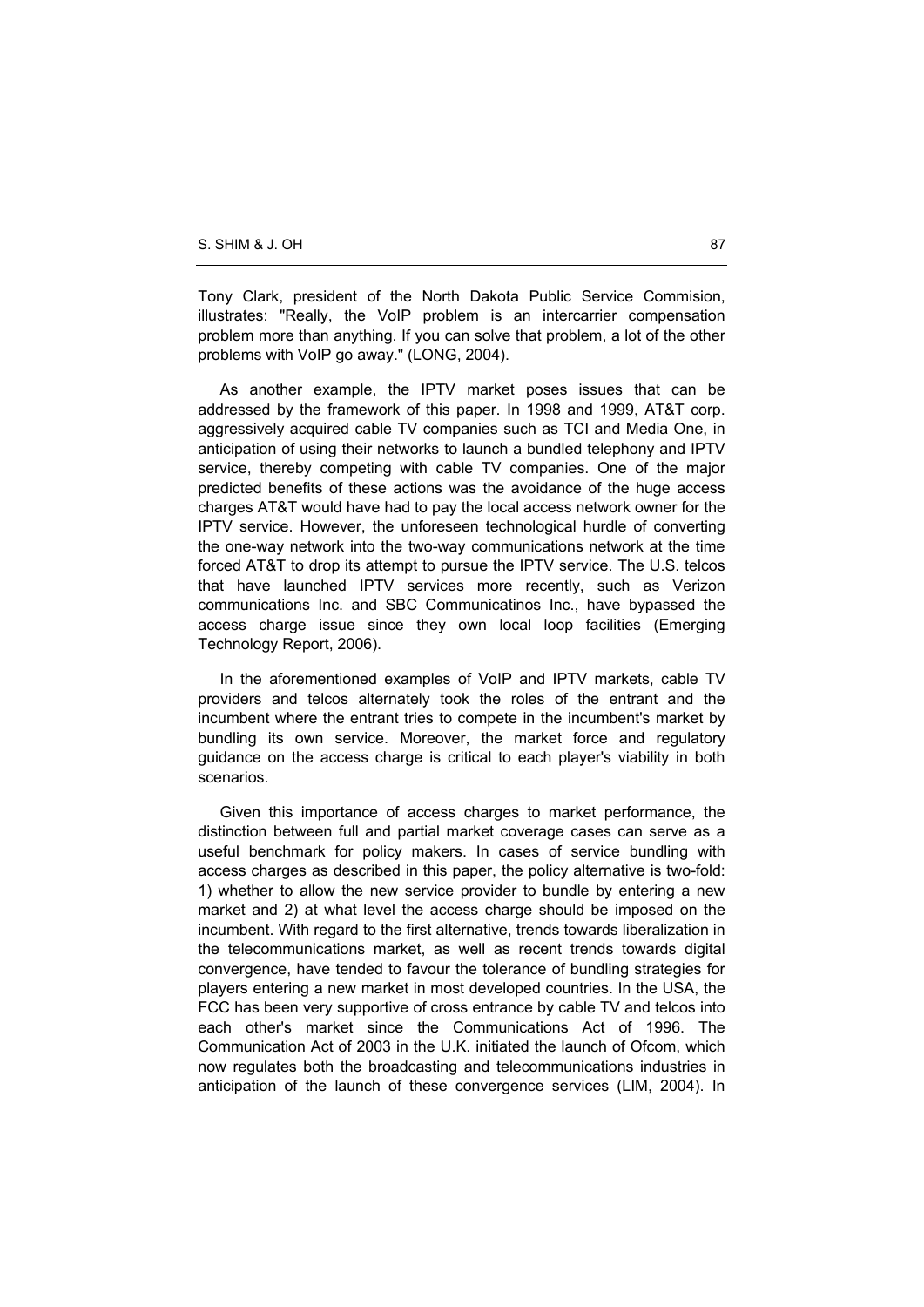Tony Clark, president of the North Dakota Public Service Commision, illustrates: "Really, the VoIP problem is an intercarrier compensation problem more than anything. If you can solve that problem, a lot of the other problems with VoIP go away." (LONG, 2004).

As another example, the IPTV market poses issues that can be addressed by the framework of this paper. In 1998 and 1999, AT&T corp. aggressively acquired cable TV companies such as TCI and Media One, in anticipation of using their networks to launch a bundled telephony and IPTV service, thereby competing with cable TV companies. One of the major predicted benefits of these actions was the avoidance of the huge access charges AT&T would have had to pay the local access network owner for the IPTV service. However, the unforeseen technological hurdle of converting the one-way network into the two-way communications network at the time forced AT&T to drop its attempt to pursue the IPTV service. The U.S. telcos that have launched IPTV services more recently, such as Verizon communications Inc. and SBC Communicatinos Inc., have bypassed the access charge issue since they own local loop facilities (Emerging Technology Report, 2006).

In the aforementioned examples of VoIP and IPTV markets, cable TV providers and telcos alternately took the roles of the entrant and the incumbent where the entrant tries to compete in the incumbent's market by bundling its own service. Moreover, the market force and regulatory guidance on the access charge is critical to each player's viability in both scenarios.

Given this importance of access charges to market performance, the distinction between full and partial market coverage cases can serve as a useful benchmark for policy makers. In cases of service bundling with access charges as described in this paper, the policy alternative is two-fold: 1) whether to allow the new service provider to bundle by entering a new market and 2) at what level the access charge should be imposed on the incumbent. With regard to the first alternative, trends towards liberalization in the telecommunications market, as well as recent trends towards digital convergence, have tended to favour the tolerance of bundling strategies for players entering a new market in most developed countries. In the USA, the FCC has been very supportive of cross entrance by cable TV and telcos into each other's market since the Communications Act of 1996. The Communication Act of 2003 in the U.K. initiated the launch of Ofcom, which now regulates both the broadcasting and telecommunications industries in anticipation of the launch of these convergence services (LIM, 2004). In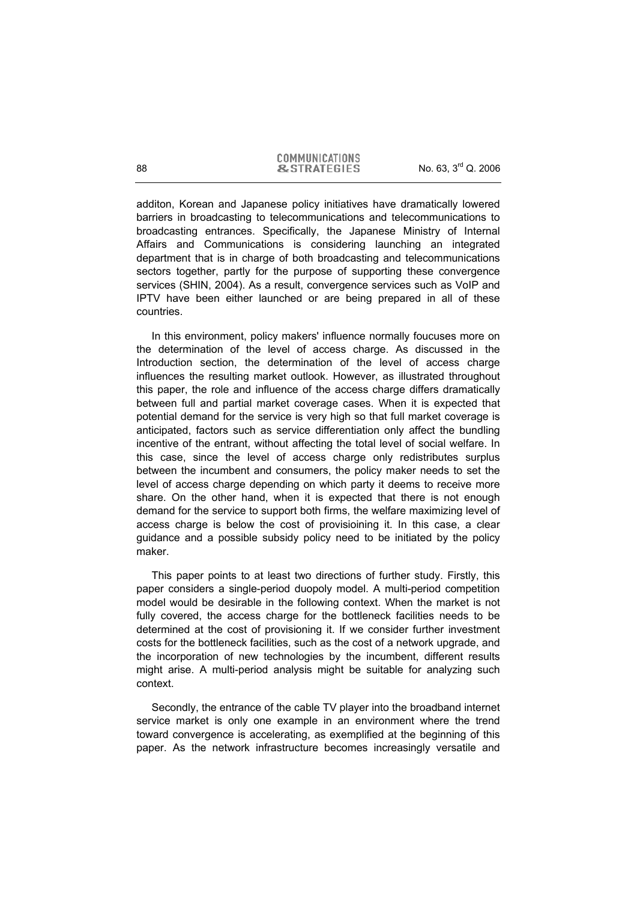additon, Korean and Japanese policy initiatives have dramatically lowered barriers in broadcasting to telecommunications and telecommunications to broadcasting entrances. Specifically, the Japanese Ministry of Internal Affairs and Communications is considering launching an integrated department that is in charge of both broadcasting and telecommunications sectors together, partly for the purpose of supporting these convergence services (SHIN, 2004). As a result, convergence services such as VoIP and IPTV have been either launched or are being prepared in all of these countries.

In this environment, policy makers' influence normally foucuses more on the determination of the level of access charge. As discussed in the Introduction section, the determination of the level of access charge influences the resulting market outlook. However, as illustrated throughout this paper, the role and influence of the access charge differs dramatically between full and partial market coverage cases. When it is expected that potential demand for the service is very high so that full market coverage is anticipated, factors such as service differentiation only affect the bundling incentive of the entrant, without affecting the total level of social welfare. In this case, since the level of access charge only redistributes surplus between the incumbent and consumers, the policy maker needs to set the level of access charge depending on which party it deems to receive more share. On the other hand, when it is expected that there is not enough demand for the service to support both firms, the welfare maximizing level of access charge is below the cost of provisioining it. In this case, a clear guidance and a possible subsidy policy need to be initiated by the policy maker.

This paper points to at least two directions of further study. Firstly, this paper considers a single-period duopoly model. A multi-period competition model would be desirable in the following context. When the market is not fully covered, the access charge for the bottleneck facilities needs to be determined at the cost of provisioning it. If we consider further investment costs for the bottleneck facilities, such as the cost of a network upgrade, and the incorporation of new technologies by the incumbent, different results might arise. A multi-period analysis might be suitable for analyzing such context.

Secondly, the entrance of the cable TV player into the broadband internet service market is only one example in an environment where the trend toward convergence is accelerating, as exemplified at the beginning of this paper. As the network infrastructure becomes increasingly versatile and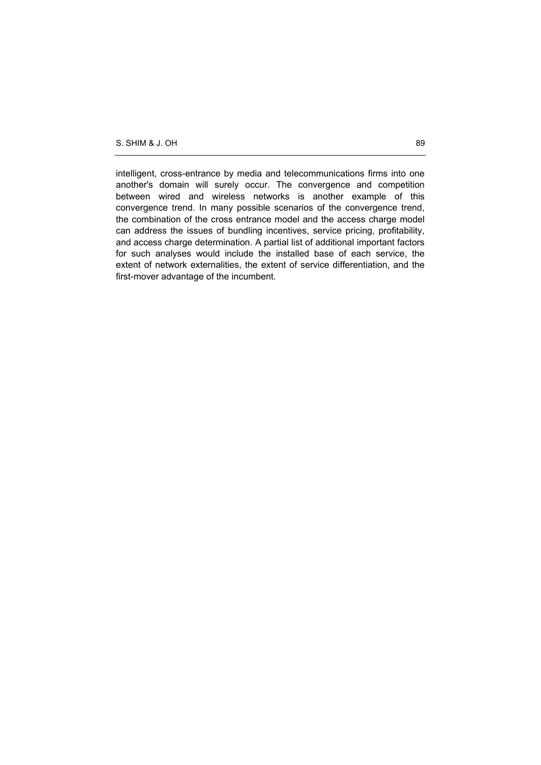intelligent, cross-entrance by media and telecommunications firms into one another's domain will surely occur. The convergence and competition between wired and wireless networks is another example of this convergence trend. In many possible scenarios of the convergence trend, the combination of the cross entrance model and the access charge model can address the issues of bundling incentives, service pricing, profitability, and access charge determination. A partial list of additional important factors for such analyses would include the installed base of each service, the extent of network externalities, the extent of service differentiation, and the first-mover advantage of the incumbent.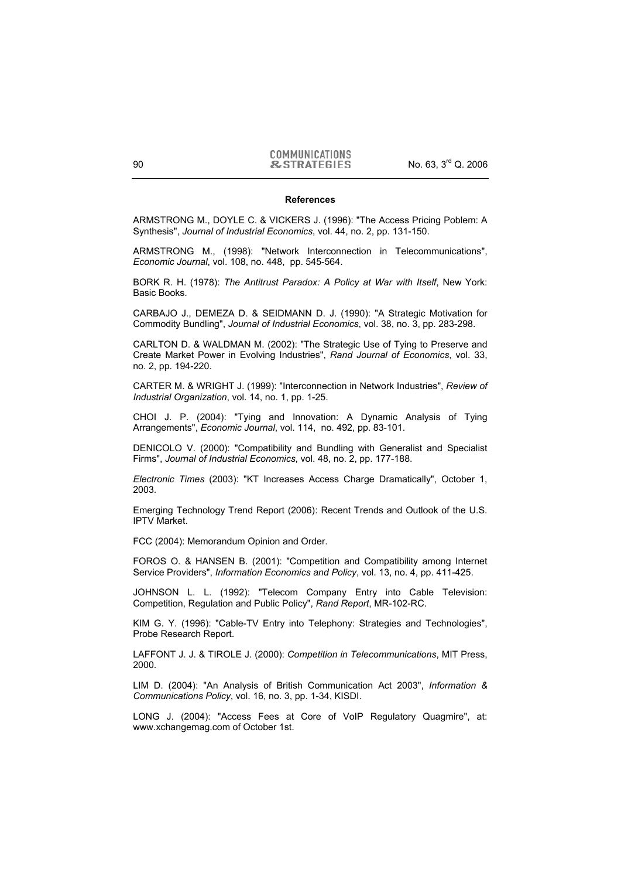**References**

ARMSTRONG M., DOYLE C. & VICKERS J. (1996): "The Access Pricing Poblem: A Synthesis", *Journal of Industrial Economics*, vol. 44, no. 2, pp. 131-150.

ARMSTRONG M., (1998): "Network Interconnection in Telecommunications", *Economic Journal*, vol. 108, no. 448, pp. 545-564.

BORK R. H. (1978): *The Antitrust Paradox: A Policy at War with Itself*, New York: Basic Books.

CARBAJO J., DEMEZA D. & SEIDMANN D. J. (1990): "A Strategic Motivation for Commodity Bundling", *Journal of Industrial Economics*, vol. 38, no. 3, pp. 283-298.

CARLTON D. & WALDMAN M. (2002): "The Strategic Use of Tying to Preserve and Create Market Power in Evolving Industries", *Rand Journal of Economics*, vol. 33, no. 2, pp. 194-220.

CARTER M. & WRIGHT J. (1999): "Interconnection in Network Industries", *Review of Industrial Organization*, vol. 14, no. 1, pp. 1-25.

CHOI J. P. (2004): "Tying and Innovation: A Dynamic Analysis of Tying Arrangements", *Economic Journal*, vol. 114, no. 492, pp. 83-101.

DENICOLO V. (2000): "Compatibility and Bundling with Generalist and Specialist Firms", *Journal of Industrial Economics*, vol. 48, no. 2, pp. 177-188.

*Electronic Times* (2003): "KT Increases Access Charge Dramatically", October 1, 2003.

Emerging Technology Trend Report (2006): Recent Trends and Outlook of the U.S. IPTV Market.

FCC (2004): Memorandum Opinion and Order.

FOROS O. & HANSEN B. (2001): "Competition and Compatibility among Internet Service Providers", *Information Economics and Policy*, vol. 13, no. 4, pp. 411-425.

JOHNSON L. L. (1992): "Telecom Company Entry into Cable Television: Competition, Regulation and Public Policy", *Rand Report*, MR-102-RC.

KIM G. Y. (1996): "Cable-TV Entry into Telephony: Strategies and Technologies", Probe Research Report.

LAFFONT J. J. & TIROLE J. (2000): *Competition in Telecommunications*, MIT Press, 2000.

LIM D. (2004): "An Analysis of British Communication Act 2003", *Information & Communications Policy*, vol. 16, no. 3, pp. 1-34, KISDI.

LONG J. (2004): "Access Fees at Core of VoIP Regulatory Quagmire", at: www.xchangemag.com of October 1st.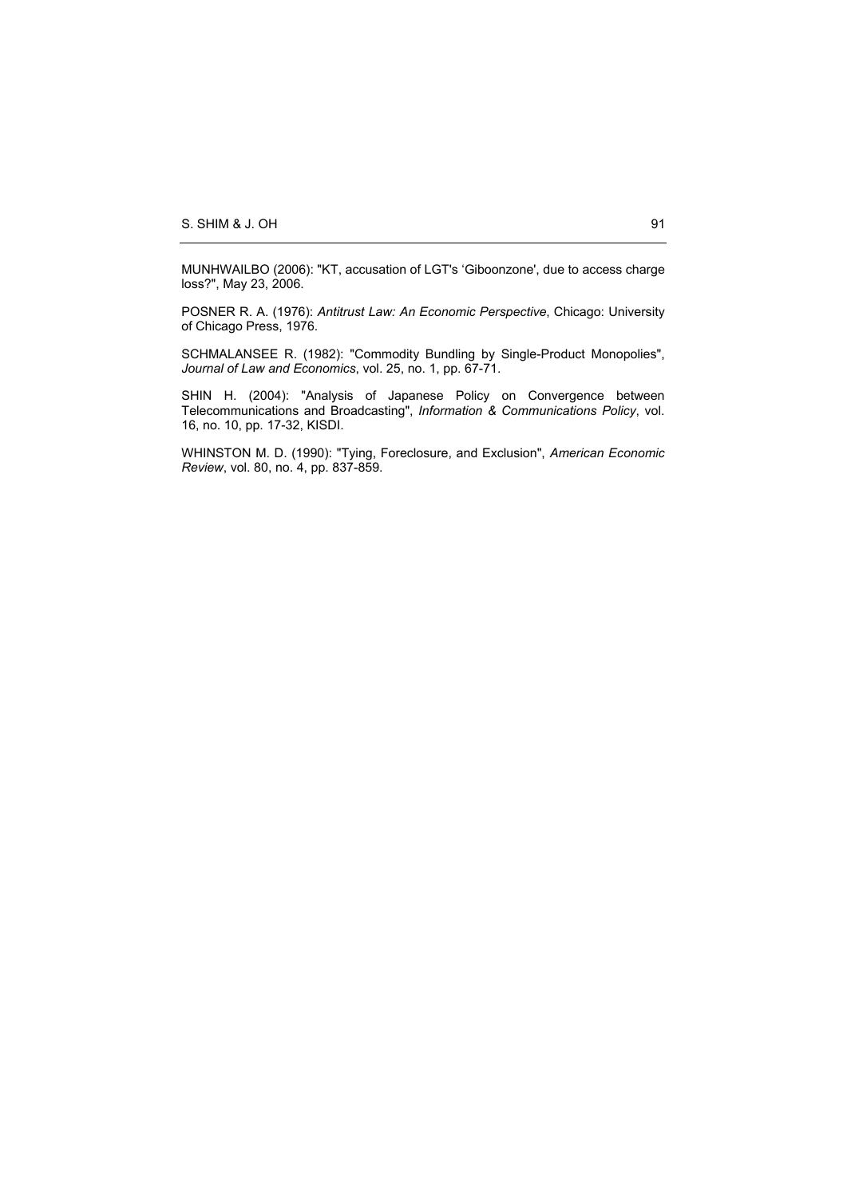MUNHWAILBO (2006): "KT, accusation of LGT's 'Giboonzone', due to access charge loss?", May 23, 2006.

POSNER R. A. (1976): *Antitrust Law: An Economic Perspective*, Chicago: University of Chicago Press, 1976.

SCHMALANSEE R. (1982): "Commodity Bundling by Single-Product Monopolies", *Journal of Law and Economics*, vol. 25, no. 1, pp. 67-71.

SHIN H. (2004): "Analysis of Japanese Policy on Convergence between Telecommunications and Broadcasting", *Information & Communications Policy*, vol. 16, no. 10, pp. 17-32, KISDI.

WHINSTON M. D. (1990): "Tying, Foreclosure, and Exclusion", *American Economic Review*, vol. 80, no. 4, pp. 837-859.